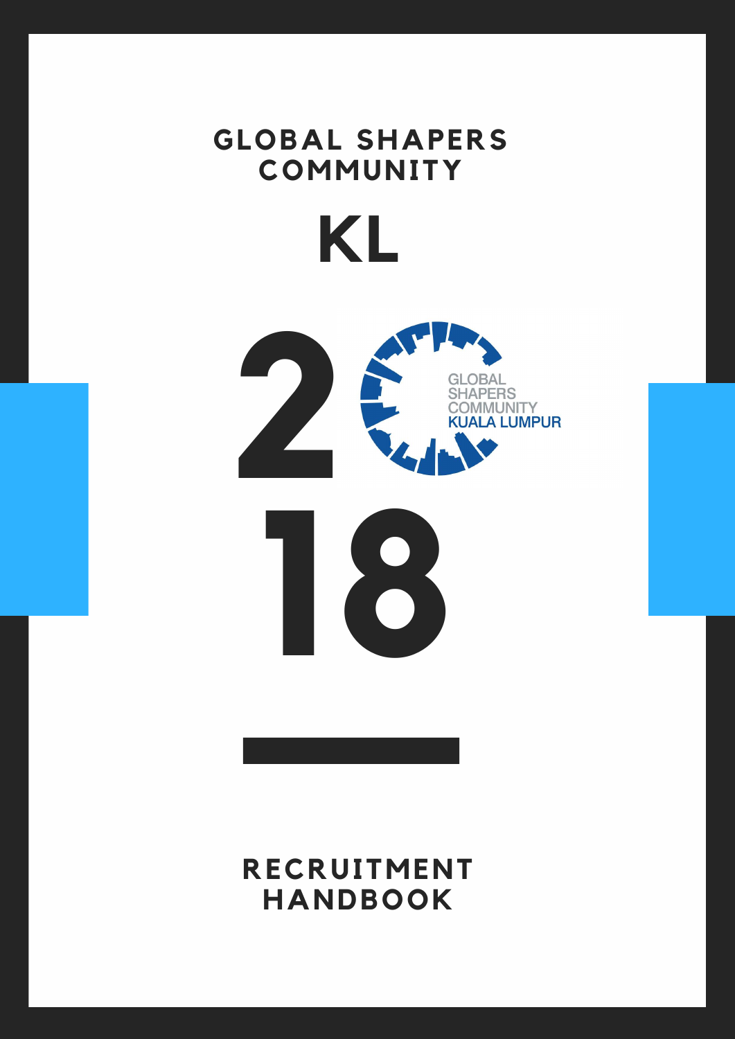# GLOBAL SHAPERS COMMUNITY

# KL

GLOBAL SHAPERS COMMUNITY KUALA LUMPUR

# 2018

# RECRUITMENT HANDBOOK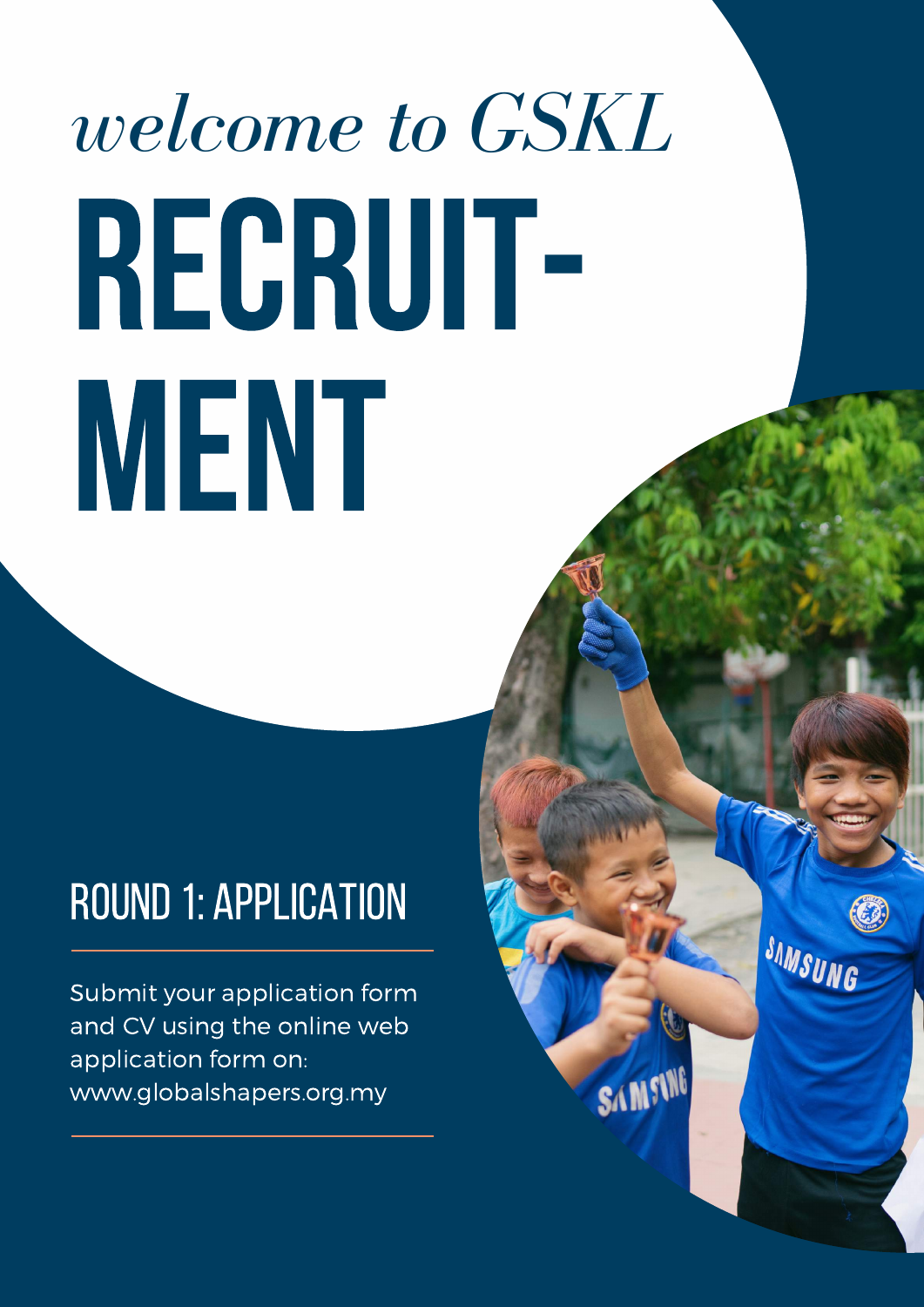*welcome to GSKL*

# RECRUIT-MENT

## ROUND 1: APPLICATION

Submit your application form and CV using the online web application form on: www.globalshapers.org.my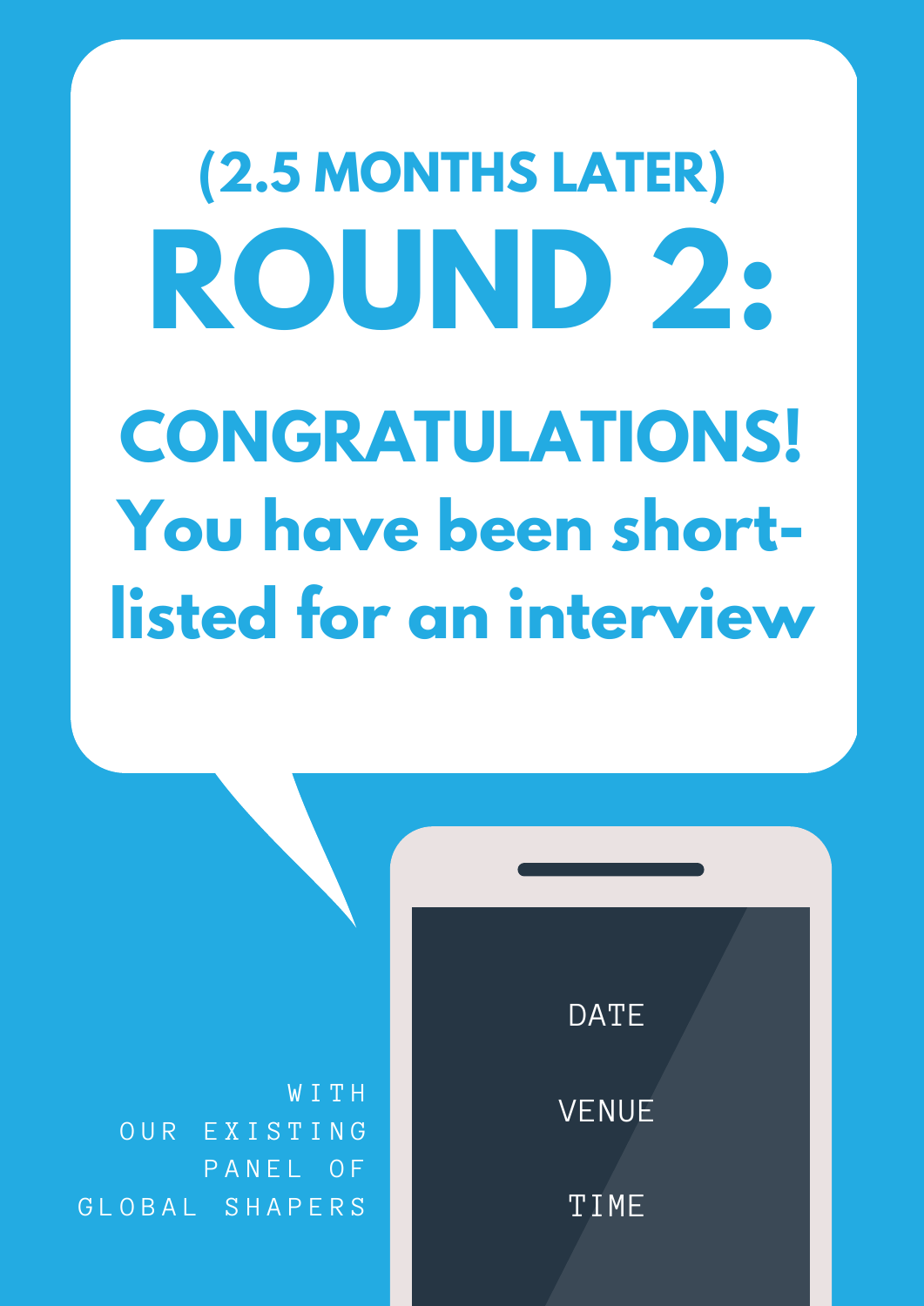(2.5 MONTHS LATER)

# ROUND 2:

## CONGRATULATIONS!

## You have been short-listed for an interview

WITH OUR EXISTING PANEL OF GLOBAL SHAPERS

DATE

VENUE

TIME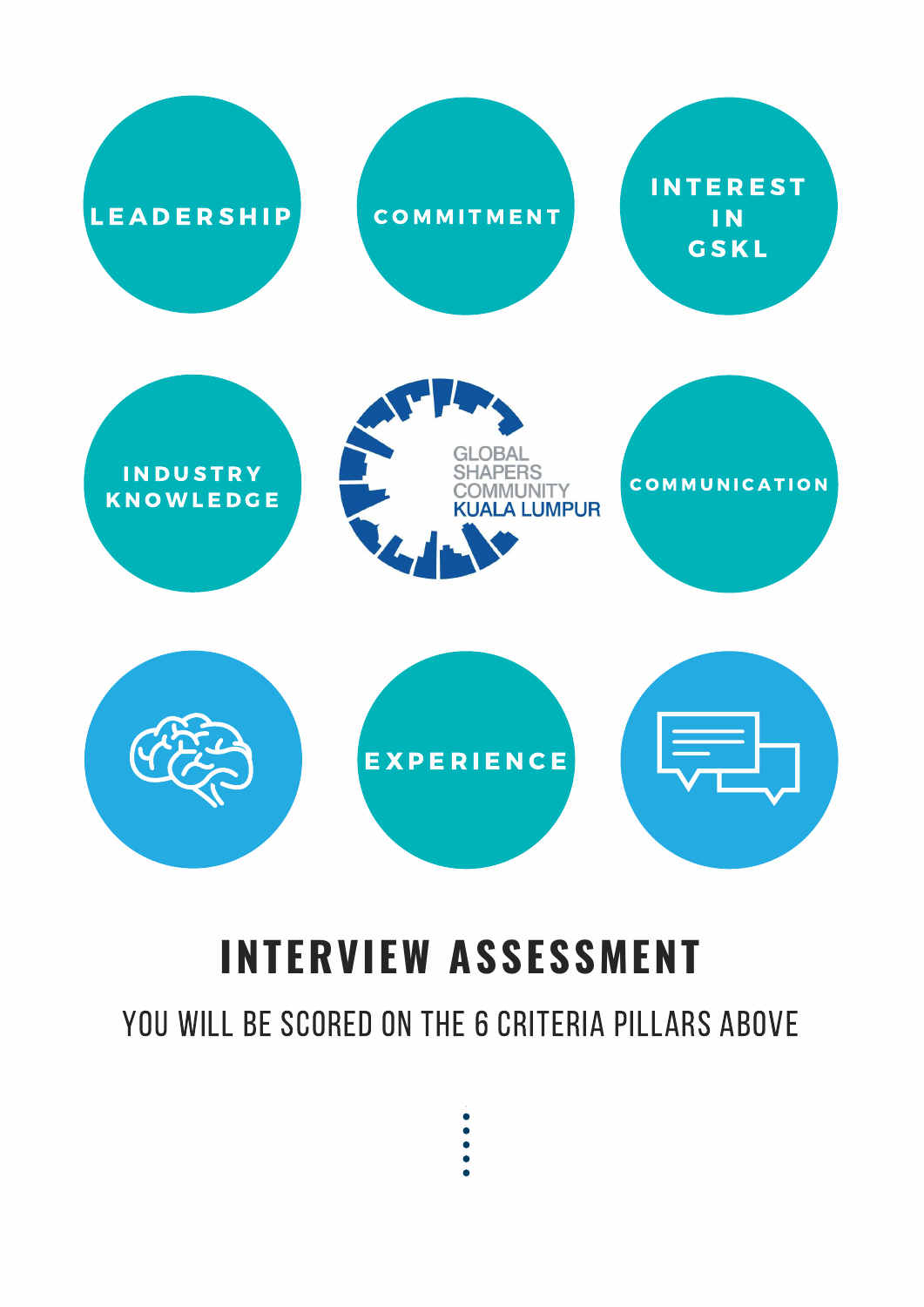LEADERSHIP

COMMITMENT

INTEREST IN GSKL

INDUSTRY KNOWLEDGE

GLOBAL SHAPERS COMMUNITY KUALA LUMPUR

COMMUNICATION

EXPERIENCE

# INTERVIEW ASSESSMENT

YOU WILL BE SCORED ON THE 6 CRITERIA PILLARS ABOVE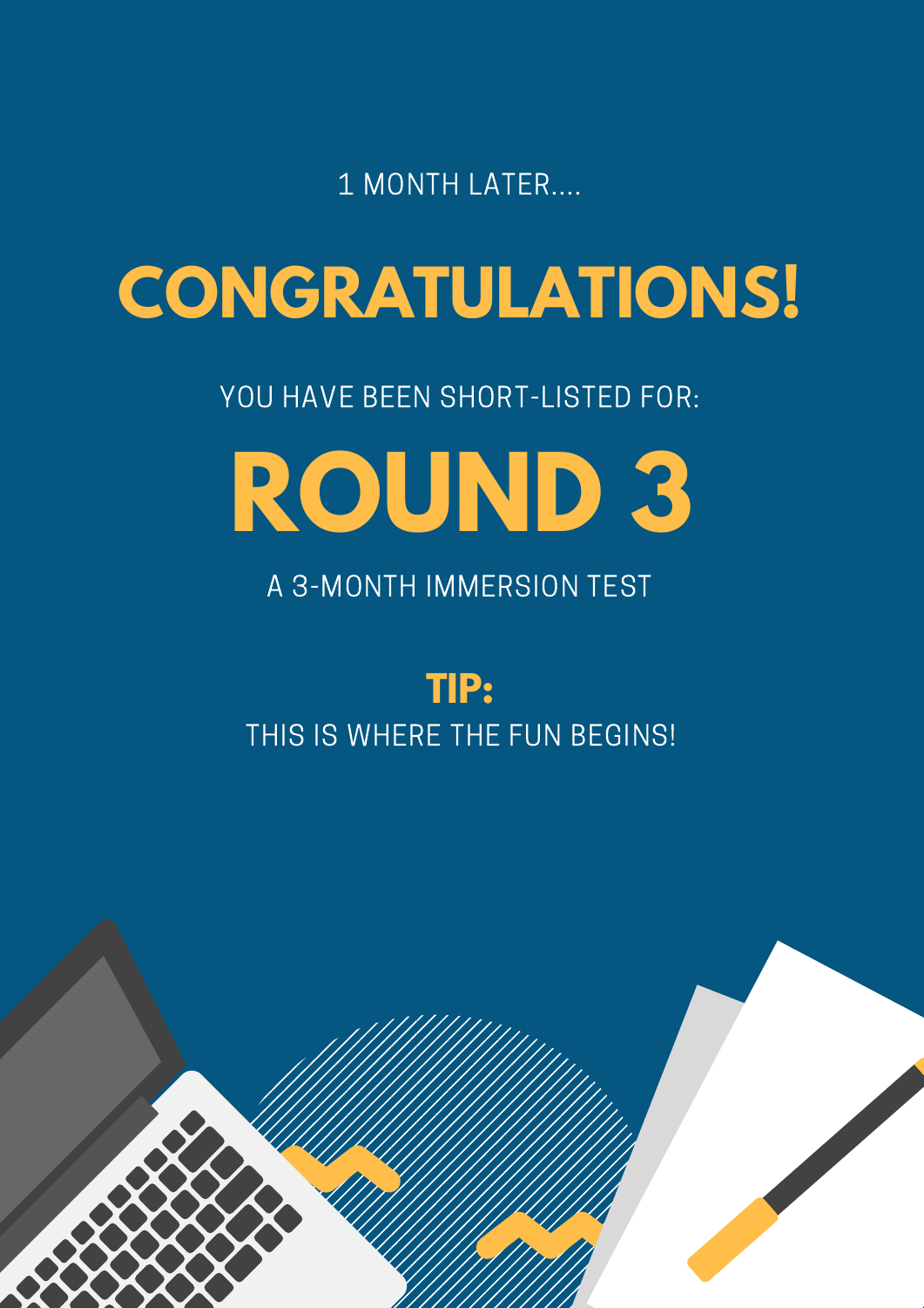1 MONTH LATER....

# CONGRATULATIONS!

YOU HAVE BEEN SHORT-LISTED FOR:

# ROUND 3

A 3-MONTH IMMERSION TEST

**TIP:**

THIS IS WHERE THE FUN BEGINS!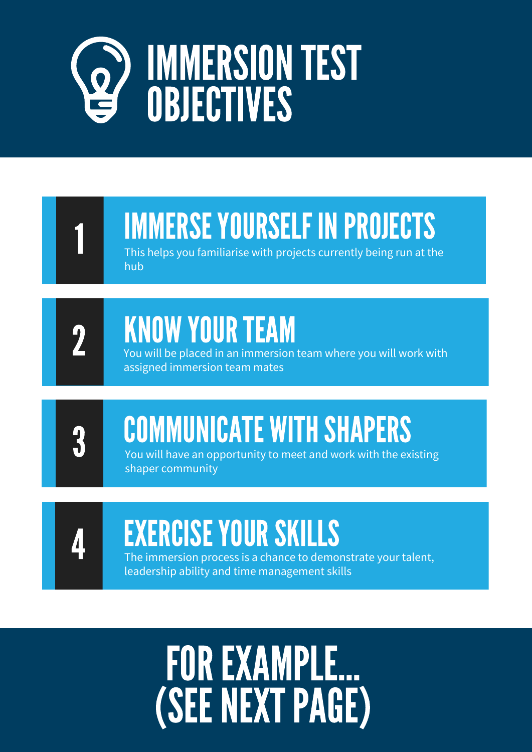# IMMERSION TEST OBJECTIVES

## 1 IMMERSE YOURSELF IN PROJECTS

This helps you familiarise with projects currently being run at the hub

## 2 KNOW YOUR TEAM

You will be placed in an immersion team where you will work with assigned immersion team mates

## 3 COMMUNICATE WITH SHAPERS

You will have an opportunity to meet and work with the existing shaper community

## 4 EXERCISE YOUR SKILLS

The immersion process is a chance to demonstrate your talent, leadership ability and time management skills

# FOR EXAMPLE... (SEE NEXT PAGE)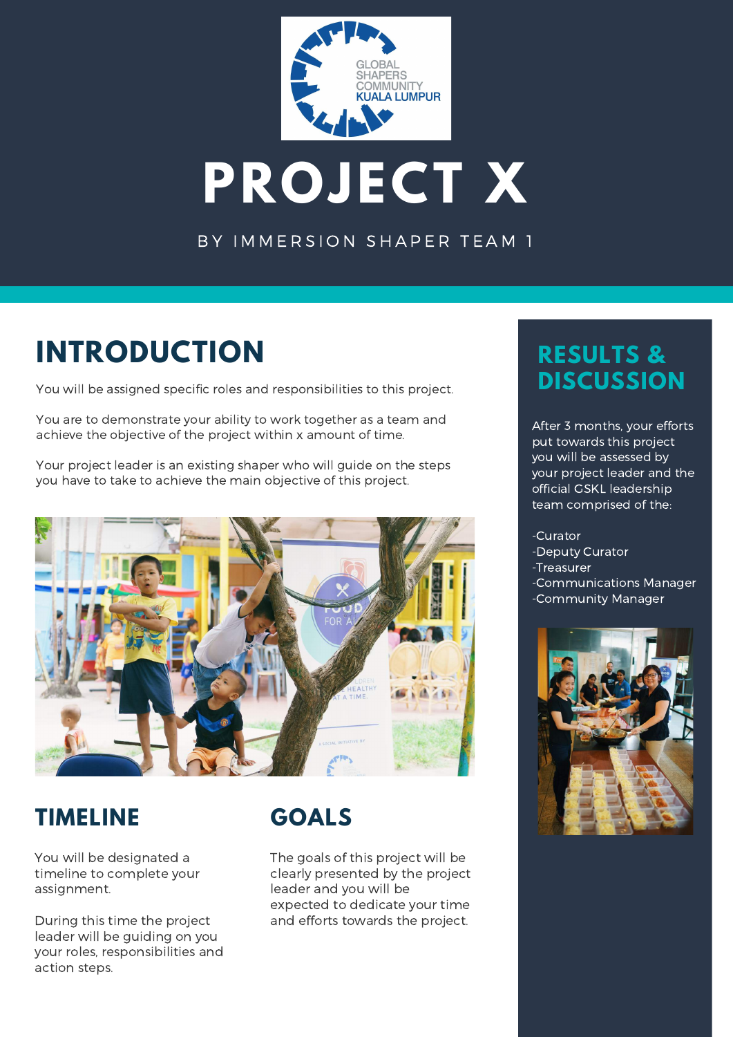GLOBAL SHAPERS COMMUNITY KUALA LUMPUR

# PROJECT X

BY IMMERSION SHAPER TEAM 1

## INTRODUCTION

You will be assigned specific roles and responsibilities to this project.

You are to demonstrate your ability to work together as a team and achieve the objective of the project within x amount of time.

Your project leader is an existing shaper who will guide on the steps you have to take to achieve the main objective of this project.

## TIMELINE

You will be designated a timeline to complete your assignment.

During this time the project leader will be guiding on you your roles, responsibilities and action steps.

## GOALS

The goals of this project will be clearly presented by the project leader and you will be expected to dedicate your time and efforts towards the project.

## RESULTS & DISCUSSION

After 3 months, your efforts put towards this project you will be assessed by your project leader and the official GSKL leadership team comprised of the:

-Curator
-Deputy Curator
-Treasurer
-Communications Manager
-Community Manager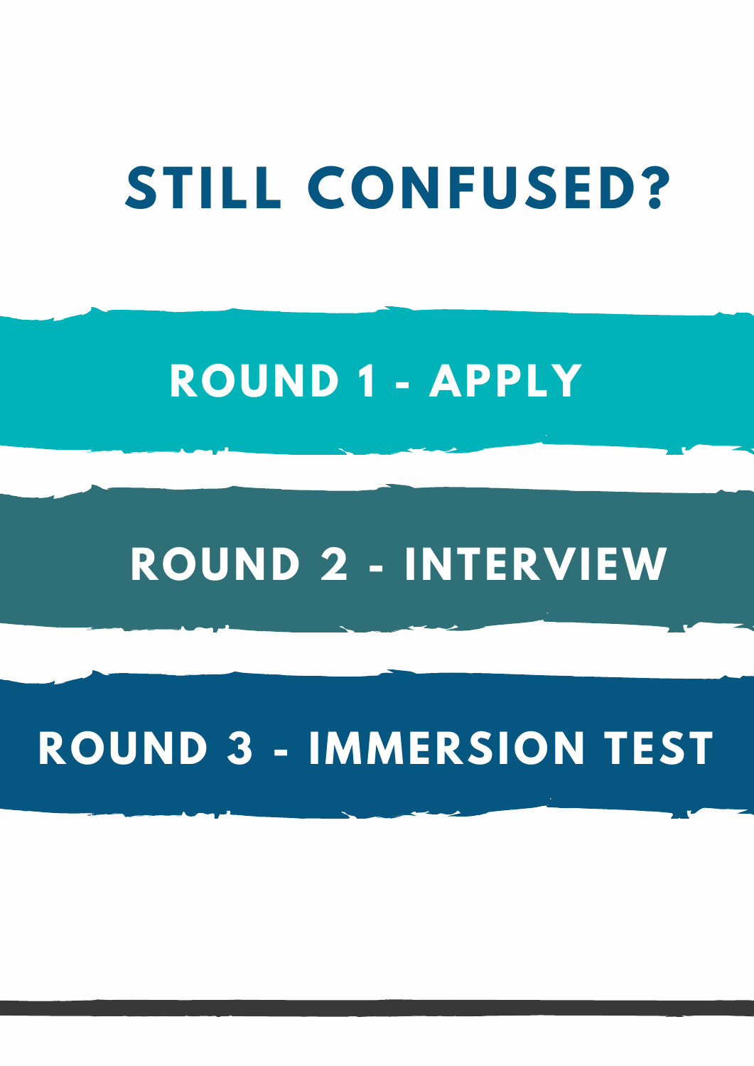# STILL CONFUSED?

## ROUND 1 - APPLY

## ROUND 2 - INTERVIEW

## ROUND 3 - IMMERSION TEST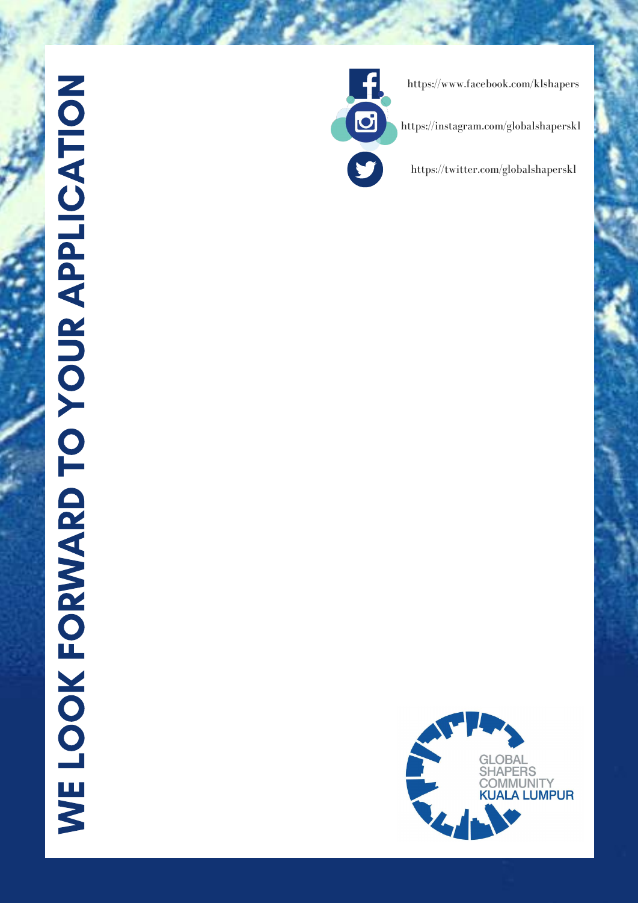# WE LOOK FORWARD TO YOUR APPLICATION

https://www.facebook.com/klshapers

https://instagram.com/globalshaperskl

https://twitter.com/globalshaperskl

GLOBAL SHAPERS COMMUNITY KUALA LUMPUR